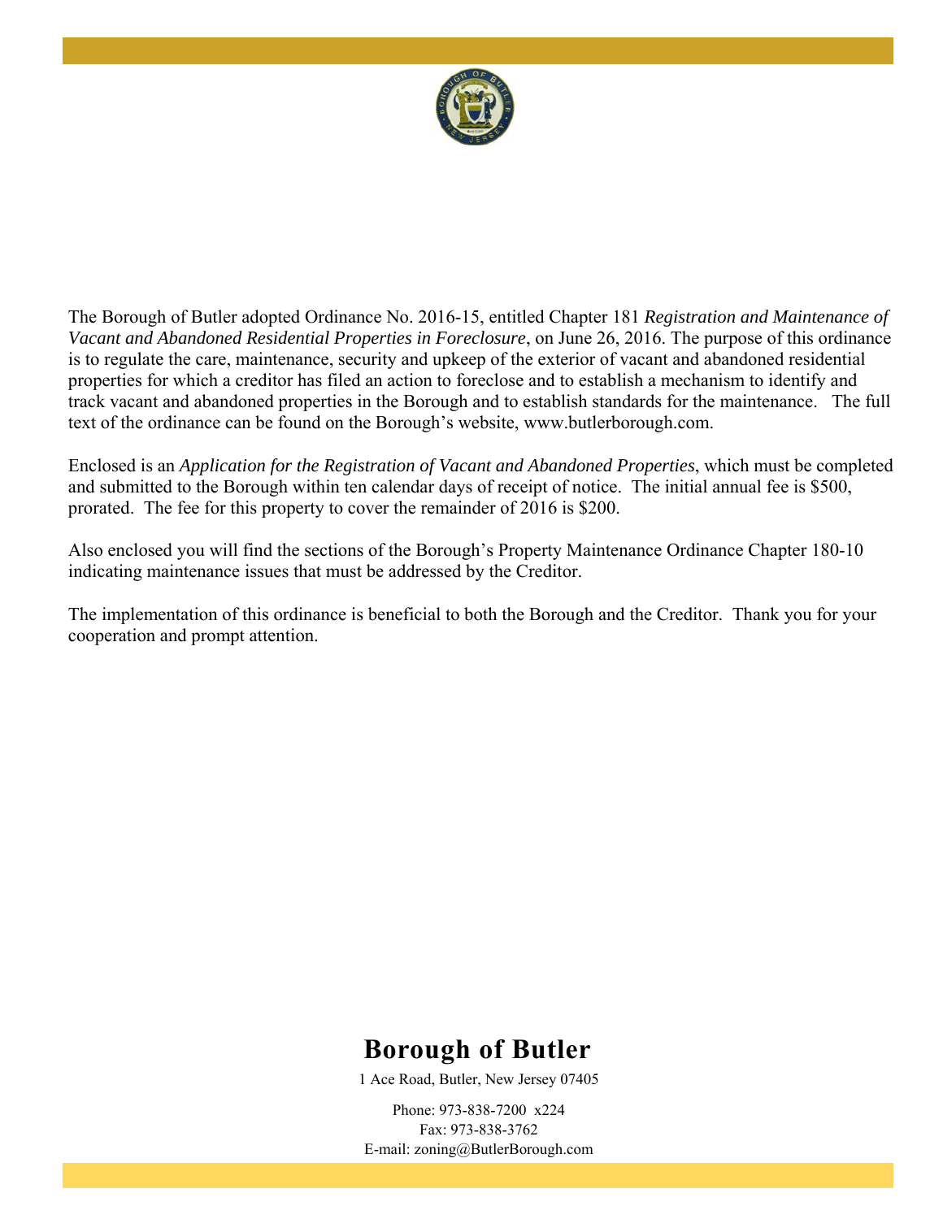The Borough of Butler adopted Ordinance No. 2016-15, entitled Chapter 181 *Registration and Maintenance of Vacant and Abandoned Residential Properties in Foreclosure*, on June 26, 2016. The purpose of this ordinance is to regulate the care, maintenance, security and upkeep of the exterior of vacant and abandoned residential properties for which a creditor has filed an action to foreclose and to establish a mechanism to identify and track vacant and abandoned properties in the Borough and to establish standards for the maintenance. The full text of the ordinance can be found on the Borough's website, www.butlerborough.com.

Enclosed is an *Application for the Registration of Vacant and Abandoned Properties*, which must be completed and submitted to the Borough within ten calendar days of receipt of notice. The initial annual fee is $500, prorated. The fee for this property to cover the remainder of 2016 is $200.

Also enclosed you will find the sections of the Borough's Property Maintenance Ordinance Chapter 180-10 indicating maintenance issues that must be addressed by the Creditor.

The implementation of this ordinance is beneficial to both the Borough and the Creditor. Thank you for your cooperation and prompt attention.

# Borough of Butler

1 Ace Road, Butler, New Jersey 07405

Phone: 973-838-7200 x224
Fax: 973-838-3762
E-mail: zoning@ButlerBorough.com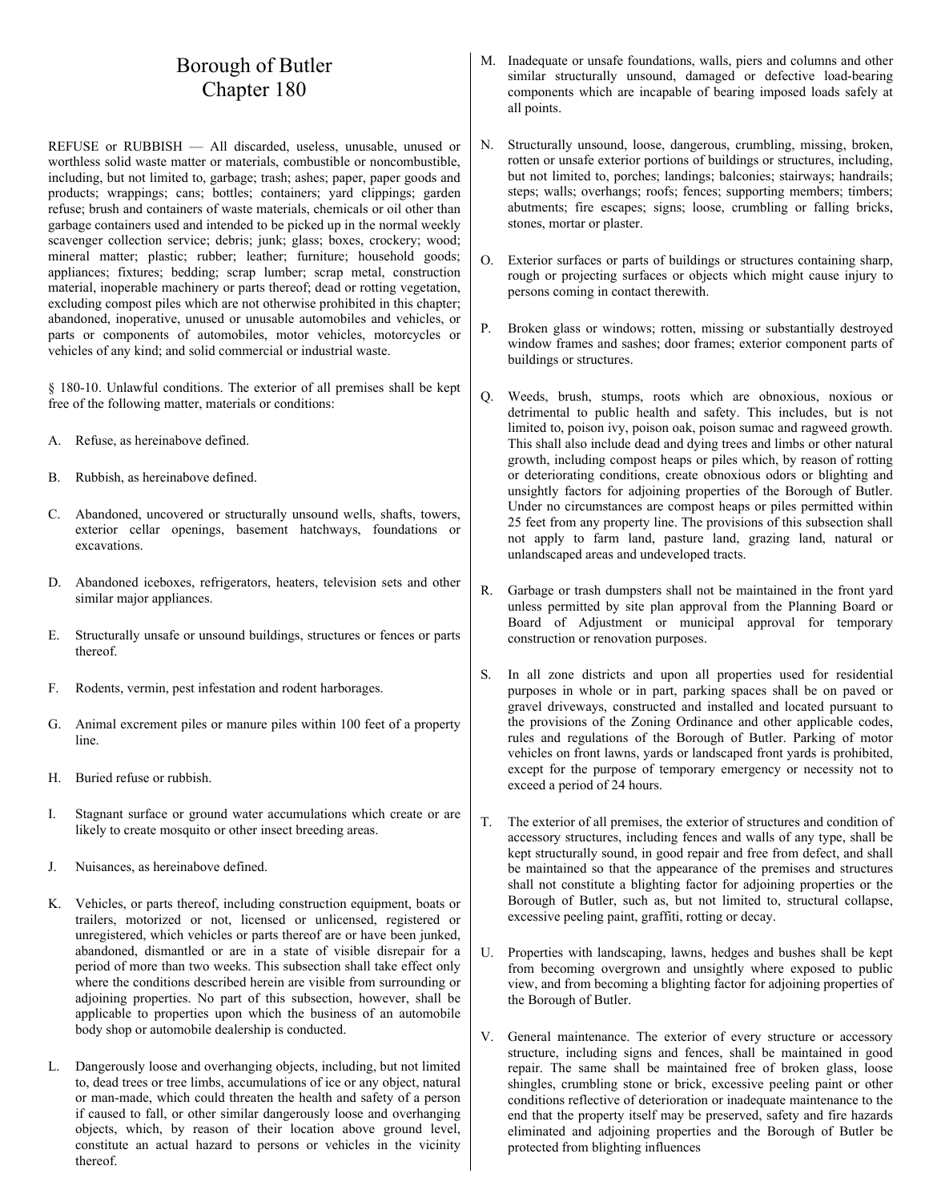# Borough of Butler
# Chapter 180

REFUSE or RUBBISH — All discarded, useless, unusable, unused or worthless solid waste matter or materials, combustible or noncombustible, including, but not limited to, garbage; trash; ashes; paper, paper goods and products; wrappings; cans; bottles; containers; yard clippings; garden refuse; brush and containers of waste materials, chemicals or oil other than garbage containers used and intended to be picked up in the normal weekly scavenger collection service; debris; junk; glass; boxes, crockery; wood; mineral matter; plastic; rubber; leather; furniture; household goods; appliances; fixtures; bedding; scrap lumber; scrap metal, construction material, inoperable machinery or parts thereof; dead or rotting vegetation, excluding compost piles which are not otherwise prohibited in this chapter; abandoned, inoperative, unused or unusable automobiles and vehicles, or parts or components of automobiles, motor vehicles, motorcycles or vehicles of any kind; and solid commercial or industrial waste.

§ 180-10. Unlawful conditions. The exterior of all premises shall be kept free of the following matter, materials or conditions:

A. Refuse, as hereinabove defined.

B. Rubbish, as hereinabove defined.

C. Abandoned, uncovered or structurally unsound wells, shafts, towers, exterior cellar openings, basement hatchways, foundations or excavations.

D. Abandoned iceboxes, refrigerators, heaters, television sets and other similar major appliances.

E. Structurally unsafe or unsound buildings, structures or fences or parts thereof.

F. Rodents, vermin, pest infestation and rodent harborages.

G. Animal excrement piles or manure piles within 100 feet of a property line.

H. Buried refuse or rubbish.

I. Stagnant surface or ground water accumulations which create or are likely to create mosquito or other insect breeding areas.

J. Nuisances, as hereinabove defined.

K. Vehicles, or parts thereof, including construction equipment, boats or trailers, motorized or not, licensed or unlicensed, registered or unregistered, which vehicles or parts thereof are or have been junked, abandoned, dismantled or are in a state of visible disrepair for a period of more than two weeks. This subsection shall take effect only where the conditions described herein are visible from surrounding or adjoining properties. No part of this subsection, however, shall be applicable to properties upon which the business of an automobile body shop or automobile dealership is conducted.

L. Dangerously loose and overhanging objects, including, but not limited to, dead trees or tree limbs, accumulations of ice or any object, natural or man-made, which could threaten the health and safety of a person if caused to fall, or other similar dangerously loose and overhanging objects, which, by reason of their location above ground level, constitute an actual hazard to persons or vehicles in the vicinity thereof.

M. Inadequate or unsafe foundations, walls, piers and columns and other similar structurally unsound, damaged or defective load-bearing components which are incapable of bearing imposed loads safely at all points.

N. Structurally unsound, loose, dangerous, crumbling, missing, broken, rotten or unsafe exterior portions of buildings or structures, including, but not limited to, porches; landings; balconies; stairways; handrails; steps; walls; overhangs; roofs; fences; supporting members; timbers; abutments; fire escapes; signs; loose, crumbling or falling bricks, stones, mortar or plaster.

O. Exterior surfaces or parts of buildings or structures containing sharp, rough or projecting surfaces or objects which might cause injury to persons coming in contact therewith.

P. Broken glass or windows; rotten, missing or substantially destroyed window frames and sashes; door frames; exterior component parts of buildings or structures.

Q. Weeds, brush, stumps, roots which are obnoxious, noxious or detrimental to public health and safety. This includes, but is not limited to, poison ivy, poison oak, poison sumac and ragweed growth. This shall also include dead and dying trees and limbs or other natural growth, including compost heaps or piles which, by reason of rotting or deteriorating conditions, create obnoxious odors or blighting and unsightly factors for adjoining properties of the Borough of Butler. Under no circumstances are compost heaps or piles permitted within 25 feet from any property line. The provisions of this subsection shall not apply to farm land, pasture land, grazing land, natural or unlandscaped areas and undeveloped tracts.

R. Garbage or trash dumpsters shall not be maintained in the front yard unless permitted by site plan approval from the Planning Board or Board of Adjustment or municipal approval for temporary construction or renovation purposes.

S. In all zone districts and upon all properties used for residential purposes in whole or in part, parking spaces shall be on paved or gravel driveways, constructed and installed and located pursuant to the provisions of the Zoning Ordinance and other applicable codes, rules and regulations of the Borough of Butler. Parking of motor vehicles on front lawns, yards or landscaped front yards is prohibited, except for the purpose of temporary emergency or necessity not to exceed a period of 24 hours.

T. The exterior of all premises, the exterior of structures and condition of accessory structures, including fences and walls of any type, shall be kept structurally sound, in good repair and free from defect, and shall be maintained so that the appearance of the premises and structures shall not constitute a blighting factor for adjoining properties or the Borough of Butler, such as, but not limited to, structural collapse, excessive peeling paint, graffiti, rotting or decay.

U. Properties with landscaping, lawns, hedges and bushes shall be kept from becoming overgrown and unsightly where exposed to public view, and from becoming a blighting factor for adjoining properties of the Borough of Butler.

V. General maintenance. The exterior of every structure or accessory structure, including signs and fences, shall be maintained in good repair. The same shall be maintained free of broken glass, loose shingles, crumbling stone or brick, excessive peeling paint or other conditions reflective of deterioration or inadequate maintenance to the end that the property itself may be preserved, safety and fire hazards eliminated and adjoining properties and the Borough of Butler be protected from blighting influences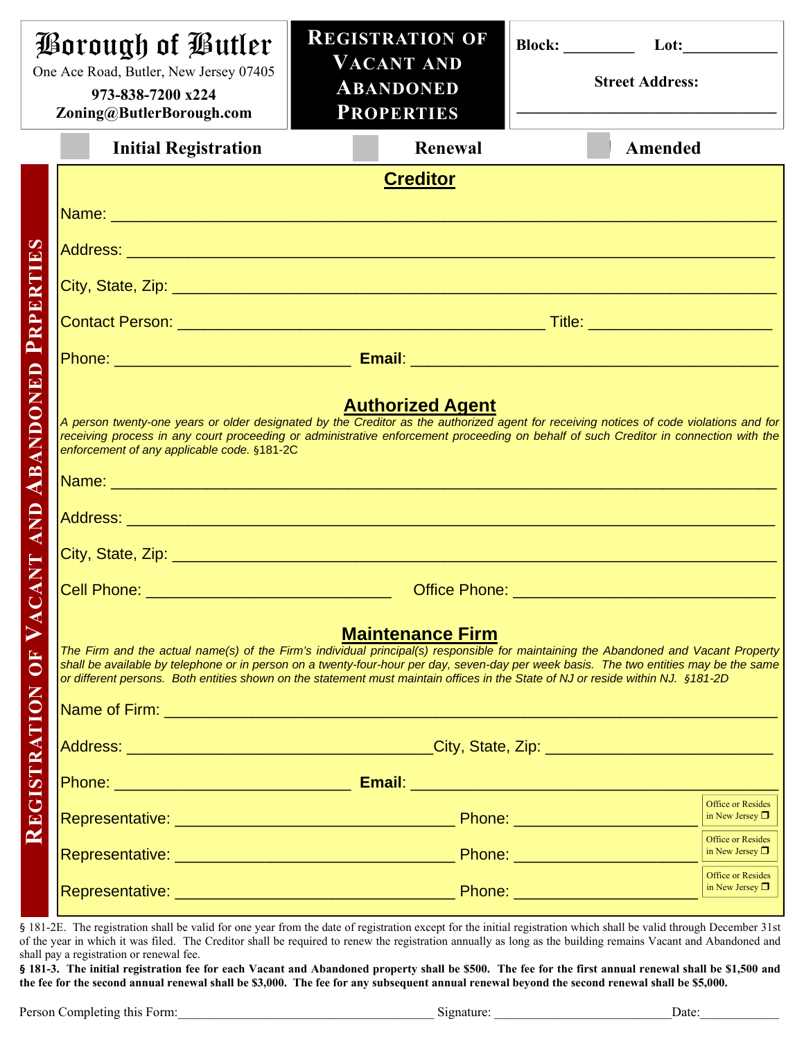# Borough of Butler

One Ace Road, Butler, New Jersey 07405

**973-838-7200 x224**

**Zoning@ButlerBorough.com**

## REGISTRATION OF VACANT AND ABANDONED PROPERTIES

**Block:** ________ **Lot:** ___________

**Street Address:**

______________________________

☐ **Initial Registration** ☐ **Renewal** ☐ **Amended**

REGISTRATION OF VACANT AND ABANDONED PRPERTIES

## Creditor

Name: ____________________________________________________________

Address: __________________________________________________________

City, State, Zip: ____________________________________________________

Contact Person: ________________________________ Title: ________________

Phone: ______________________ **Email**: ________________________________

## Authorized Agent

*A person twenty-one years or older designated by the Creditor as the authorized agent for receiving notices of code violations and for receiving process in any court proceeding or administrative enforcement proceeding on behalf of such Creditor in connection with the enforcement of any applicable code.* §181-2C

Name: ____________________________________________________________

Address: __________________________________________________________

City, State, Zip: ____________________________________________________

Cell Phone: ________________________ Office Phone: _______________________

## Maintenance Firm

*The Firm and the actual name(s) of the Firm's individual principal(s) responsible for maintaining the Abandoned and Vacant Property shall be available by telephone or in person on a twenty-four-hour per day, seven-day per week basis. The two entities may be the same or different persons. Both entities shown on the statement must maintain offices in the State of NJ or reside within NJ. §181-2D*

Name of Firm: _______________________________________________________

Address: ____________________________ City, State, Zip: ____________________

Phone: ______________________ **Email**: ________________________________

Representative: __________________________ Phone: ________________ Office or Resides in New Jersey ☐

Representative: __________________________ Phone: ________________ Office or Resides in New Jersey ☐

Representative: __________________________ Phone: ________________ Office or Resides in New Jersey ☐

§ 181-2E. The registration shall be valid for one year from the date of registration except for the initial registration which shall be valid through December 31st of the year in which it was filed. The Creditor shall be required to renew the registration annually as long as the building remains Vacant and Abandoned and shall pay a registration or renewal fee.

**§ 181-3. The initial registration fee for each Vacant and Abandoned property shall be $500. The fee for the first annual renewal shall be $1,500 and the fee for the second annual renewal shall be $3,000. The fee for any subsequent annual renewal beyond the second renewal shall be $5,000.**

Person Completing this Form:______________________________ Signature: ______________________ Date:__________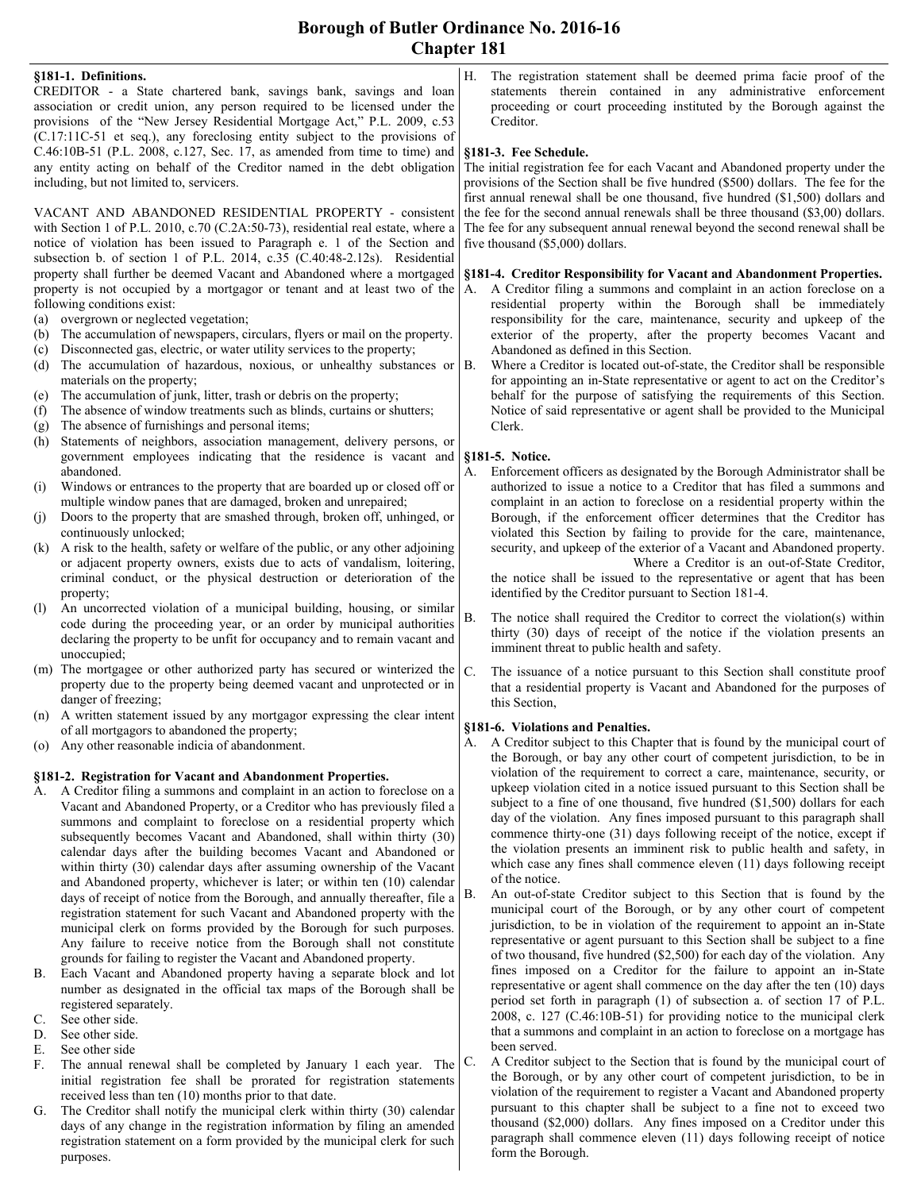# Borough of Butler Ordinance No. 2016-16
# Chapter 181

**§181-1. Definitions.**

CREDITOR - a State chartered bank, savings bank, savings and loan association or credit union, any person required to be licensed under the provisions of the "New Jersey Residential Mortgage Act," P.L. 2009, c.53 (C.17:11C-51 et seq.), any foreclosing entity subject to the provisions of C.46:10B-51 (P.L. 2008, c.127, Sec. 17, as amended from time to time) and any entity acting on behalf of the Creditor named in the debt obligation including, but not limited to, servicers.

VACANT AND ABANDONED RESIDENTIAL PROPERTY - consistent with Section 1 of P.L. 2010, c.70 (C.2A:50-73), residential real estate, where a notice of violation has been issued to Paragraph e. 1 of the Section and subsection b. of section 1 of P.L. 2014, c.35 (C.40:48-2.12s). Residential property shall further be deemed Vacant and Abandoned where a mortgaged property is not occupied by a mortgagor or tenant and at least two of the following conditions exist:

(a) overgrown or neglected vegetation;
(b) The accumulation of newspapers, circulars, flyers or mail on the property.
(c) Disconnected gas, electric, or water utility services to the property;
(d) The accumulation of hazardous, noxious, or unhealthy substances or materials on the property;
(e) The accumulation of junk, litter, trash or debris on the property;
(f) The absence of window treatments such as blinds, curtains or shutters;
(g) The absence of furnishings and personal items;
(h) Statements of neighbors, association management, delivery persons, or government employees indicating that the residence is vacant and abandoned.
(i) Windows or entrances to the property that are boarded up or closed off or multiple window panes that are damaged, broken and unrepaired;
(j) Doors to the property that are smashed through, broken off, unhinged, or continuously unlocked;
(k) A risk to the health, safety or welfare of the public, or any other adjoining or adjacent property owners, exists due to acts of vandalism, loitering, criminal conduct, or the physical destruction or deterioration of the property;
(l) An uncorrected violation of a municipal building, housing, or similar code during the proceeding year, or an order by municipal authorities declaring the property to be unfit for occupancy and to remain vacant and unoccupied;
(m) The mortgagee or other authorized party has secured or winterized the property due to the property being deemed vacant and unprotected or in danger of freezing;
(n) A written statement issued by any mortgagor expressing the clear intent of all mortgagors to abandoned the property;
(o) Any other reasonable indicia of abandonment.

**§181-2. Registration for Vacant and Abandonment Properties.**

A. A Creditor filing a summons and complaint in an action to foreclose on a Vacant and Abandoned Property, or a Creditor who has previously filed a summons and complaint to foreclose on a residential property which subsequently becomes Vacant and Abandoned, shall within thirty (30) calendar days after the building becomes Vacant and Abandoned or within thirty (30) calendar days after assuming ownership of the Vacant and Abandoned property, whichever is later; or within ten (10) calendar days of receipt of notice from the Borough, and annually thereafter, file a registration statement for such Vacant and Abandoned property with the municipal clerk on forms provided by the Borough for such purposes. Any failure to receive notice from the Borough shall not constitute grounds for failing to register the Vacant and Abandoned property.
B. Each Vacant and Abandoned property having a separate block and lot number as designated in the official tax maps of the Borough shall be registered separately.
C. See other side.
D. See other side.
E. See other side
F. The annual renewal shall be completed by January 1 each year. The initial registration fee shall be prorated for registration statements received less than ten (10) months prior to that date.
G. The Creditor shall notify the municipal clerk within thirty (30) calendar days of any change in the registration information by filing an amended registration statement on a form provided by the municipal clerk for such purposes.
H. The registration statement shall be deemed prima facie proof of the statements therein contained in any administrative enforcement proceeding or court proceeding instituted by the Borough against the Creditor.

**§181-3. Fee Schedule.**

The initial registration fee for each Vacant and Abandoned property under the provisions of the Section shall be five hundred ($500) dollars. The fee for the first annual renewal shall be one thousand, five hundred ($1,500) dollars and the fee for the second annual renewals shall be three thousand ($3,00) dollars. The fee for any subsequent annual renewal beyond the second renewal shall be five thousand ($5,000) dollars.

**§181-4. Creditor Responsibility for Vacant and Abandonment Properties.**

A. A Creditor filing a summons and complaint in an action foreclose on a residential property within the Borough shall be immediately responsibility for the care, maintenance, security and upkeep of the exterior of the property, after the property becomes Vacant and Abandoned as defined in this Section.
B. Where a Creditor is located out-of-state, the Creditor shall be responsible for appointing an in-State representative or agent to act on the Creditor's behalf for the purpose of satisfying the requirements of this Section. Notice of said representative or agent shall be provided to the Municipal Clerk.

**§181-5. Notice.**

A. Enforcement officers as designated by the Borough Administrator shall be authorized to issue a notice to a Creditor that has filed a summons and complaint in an action to foreclose on a residential property within the Borough, if the enforcement officer determines that the Creditor has violated this Section by failing to provide for the care, maintenance, security, and upkeep of the exterior of a Vacant and Abandoned property. Where a Creditor is an out-of-State Creditor, the notice shall be issued to the representative or agent that has been identified by the Creditor pursuant to Section 181-4.
B. The notice shall required the Creditor to correct the violation(s) within thirty (30) days of receipt of the notice if the violation presents an imminent threat to public health and safety.
C. The issuance of a notice pursuant to this Section shall constitute proof that a residential property is Vacant and Abandoned for the purposes of this Section,

**§181-6. Violations and Penalties.**

A. A Creditor subject to this Chapter that is found by the municipal court of the Borough, or bay any other court of competent jurisdiction, to be in violation of the requirement to correct a care, maintenance, security, or upkeep violation cited in a notice issued pursuant to this Section shall be subject to a fine of one thousand, five hundred ($1,500) dollars for each day of the violation. Any fines imposed pursuant to this paragraph shall commence thirty-one (31) days following receipt of the notice, except if the violation presents an imminent risk to public health and safety, in which case any fines shall commence eleven (11) days following receipt of the notice.
B. An out-of-state Creditor subject to this Section that is found by the municipal court of the Borough, or by any other court of competent jurisdiction, to be in violation of the requirement to appoint an in-State representative or agent pursuant to this Section shall be subject to a fine of two thousand, five hundred ($2,500) for each day of the violation. Any fines imposed on a Creditor for the failure to appoint an in-State representative or agent shall commence on the day after the ten (10) days period set forth in paragraph (1) of subsection a. of section 17 of P.L. 2008, c. 127 (C.46:10B-51) for providing notice to the municipal clerk that a summons and complaint in an action to foreclose on a mortgage has been served.
C. A Creditor subject to the Section that is found by the municipal court of the Borough, or by any other court of competent jurisdiction, to be in violation of the requirement to register a Vacant and Abandoned property pursuant to this chapter shall be subject to a fine not to exceed two thousand ($2,000) dollars. Any fines imposed on a Creditor under this paragraph shall commence eleven (11) days following receipt of notice form the Borough.